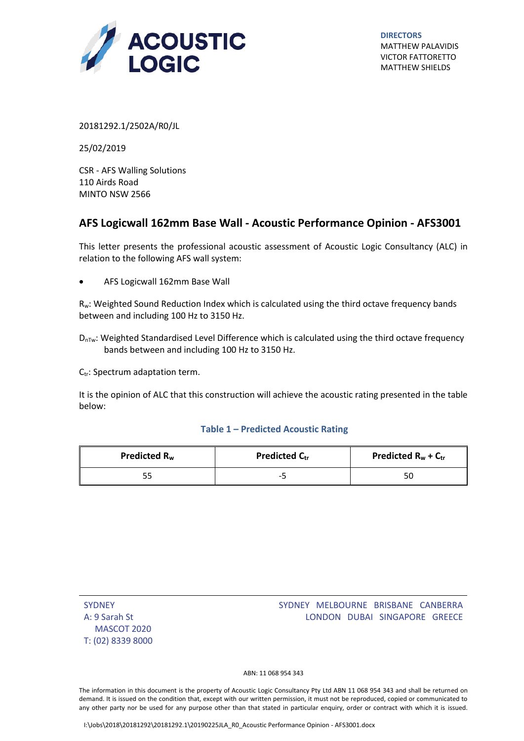**ACOUSTIC LOGIC**

**DIRECTORS**
MATTHEW PALAVIDIS
VICTOR FATTORETTO
MATTHEW SHIELDS

20181292.1/2502A/R0/JL

25/02/2019

CSR - AFS Walling Solutions
110 Airds Road
MINTO NSW 2566

## AFS Logicwall 162mm Base Wall - Acoustic Performance Opinion - AFS3001

This letter presents the professional acoustic assessment of Acoustic Logic Consultancy (ALC) in relation to the following AFS wall system:

- AFS Logicwall 162mm Base Wall

$R_w$: Weighted Sound Reduction Index which is calculated using the third octave frequency bands between and including 100 Hz to 3150 Hz.

$D_{nTw}$: Weighted Standardised Level Difference which is calculated using the third octave frequency bands between and including 100 Hz to 3150 Hz.

$C_{tr}$: Spectrum adaptation term.

It is the opinion of ALC that this construction will achieve the acoustic rating presented in the table below:

**Table 1 – Predicted Acoustic Rating**

| Predicted $R_w$ | Predicted $C_{tr}$ | Predicted $R_w + C_{tr}$ |
|---|---|---|
| 55 | -5 | 50 |

SYDNEY
A: 9 Sarah St
MASCOT 2020
T: (02) 8339 8000

SYDNEY MELBOURNE BRISBANE CANBERRA
LONDON DUBAI SINGAPORE GREECE

ABN: 11 068 954 343

The information in this document is the property of Acoustic Logic Consultancy Pty Ltd ABN 11 068 954 343 and shall be returned on demand. It is issued on the condition that, except with our written permission, it must not be reproduced, copied or communicated to any other party nor be used for any purpose other than that stated in particular enquiry, order or contract with which it is issued.

I:\Jobs\2018\20181292\20181292.1\20190225JLA_R0_Acoustic Performance Opinion - AFS3001.docx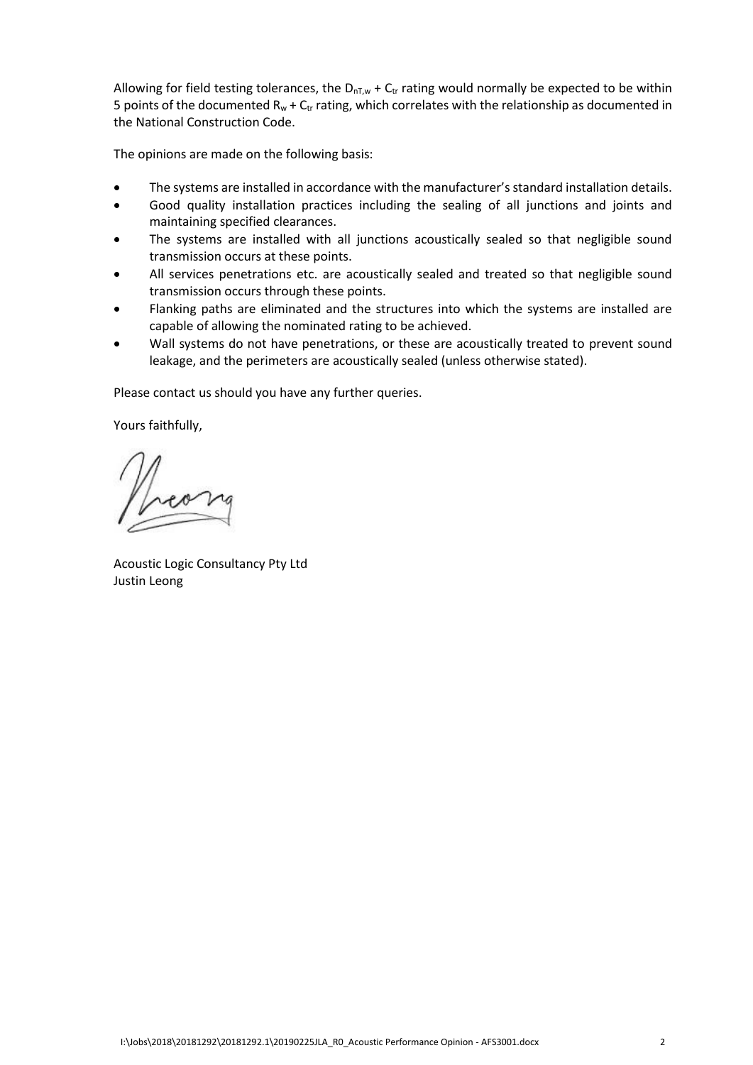Allowing for field testing tolerances, the $D_{nT,w} + C_{tr}$ rating would normally be expected to be within 5 points of the documented $R_w + C_{tr}$ rating, which correlates with the relationship as documented in the National Construction Code.

The opinions are made on the following basis:

- The systems are installed in accordance with the manufacturer's standard installation details.
- Good quality installation practices including the sealing of all junctions and joints and maintaining specified clearances.
- The systems are installed with all junctions acoustically sealed so that negligible sound transmission occurs at these points.
- All services penetrations etc. are acoustically sealed and treated so that negligible sound transmission occurs through these points.
- Flanking paths are eliminated and the structures into which the systems are installed are capable of allowing the nominated rating to be achieved.
- Wall systems do not have penetrations, or these are acoustically treated to prevent sound leakage, and the perimeters are acoustically sealed (unless otherwise stated).

Please contact us should you have any further queries.

Yours faithfully,

Acoustic Logic Consultancy Pty Ltd
Justin Leong